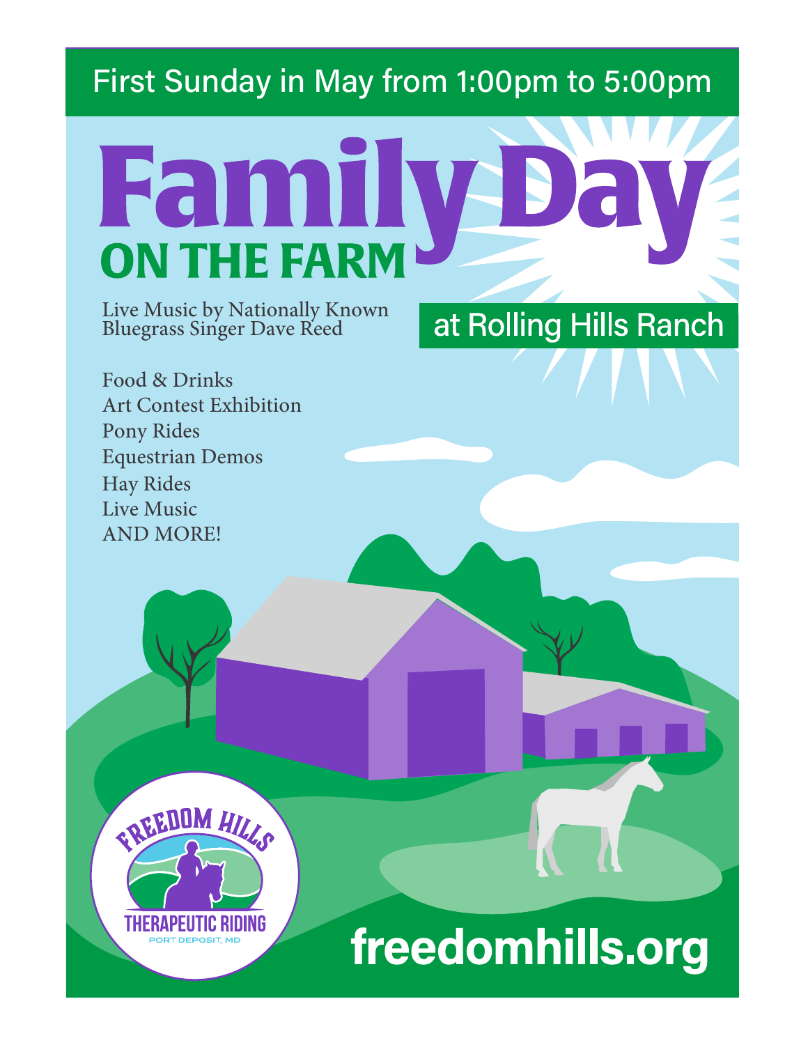First Sunday in May from 1:00pm to 5:00pm

# Family Day

## ON THE FARM

at Rolling Hills Ranch

Live Music by Nationally Known Bluegrass Singer Dave Reed

Food & Drinks
Art Contest Exhibition
Pony Rides
Equestrian Demos
Hay Rides
Live Music
AND MORE!

FREEDOM HILLS
THERAPEUTIC RIDING
PORT DEPOSIT, MD

**freedomhills.org**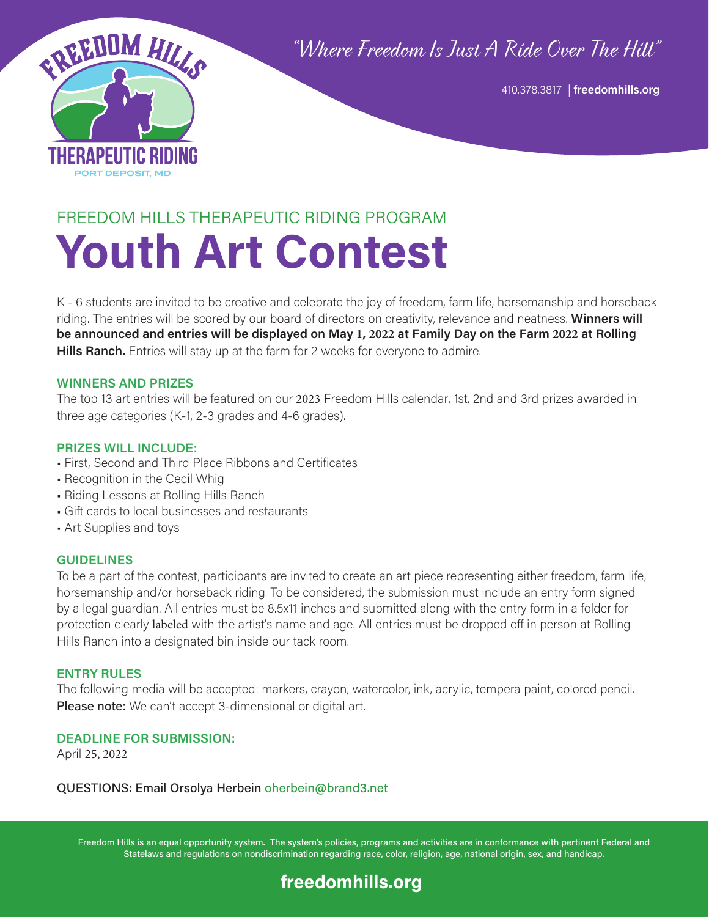FREEDOM HILLS THERAPEUTIC RIDING

PORT DEPOSIT, MD

"Where Freedom Is Just A Ride Over The Hill"

410.378.3817 | **freedomhills.org**

FREEDOM HILLS THERAPEUTIC RIDING PROGRAM

# Youth Art Contest

K - 6 students are invited to be creative and celebrate the joy of freedom, farm life, horsemanship and horseback riding. The entries will be scored by our board of directors on creativity, relevance and neatness. **Winners will be announced and entries will be displayed on May 1, 2022 at Family Day on the Farm 2022 at Rolling Hills Ranch.** Entries will stay up at the farm for 2 weeks for everyone to admire.

### WINNERS AND PRIZES

The top 13 art entries will be featured on our 2023 Freedom Hills calendar. 1st, 2nd and 3rd prizes awarded in three age categories (K-1, 2-3 grades and 4-6 grades).

### PRIZES WILL INCLUDE:

- First, Second and Third Place Ribbons and Certificates
- Recognition in the Cecil Whig
- Riding Lessons at Rolling Hills Ranch
- Gift cards to local businesses and restaurants
- Art Supplies and toys

### GUIDELINES

To be a part of the contest, participants are invited to create an art piece representing either freedom, farm life, horsemanship and/or horseback riding. To be considered, the submission must include an entry form signed by a legal guardian. All entries must be 8.5x11 inches and submitted along with the entry form in a folder for protection clearly labeled with the artist's name and age. All entries must be dropped off in person at Rolling Hills Ranch into a designated bin inside our tack room.

### ENTRY RULES

The following media will be accepted: markers, crayon, watercolor, ink, acrylic, tempera paint, colored pencil. Please note: We can't accept 3-dimensional or digital art.

### DEADLINE FOR SUBMISSION:

April 25, 2022

QUESTIONS: Email Orsolya Herbein oherbein@brand3.net

Freedom Hills is an equal opportunity system. The system's policies, programs and activities are in conformance with pertinent Federal and Statelaws and regulations on nondiscrimination regarding race, color, religion, age, national origin, sex, and handicap.

**freedomhills.org**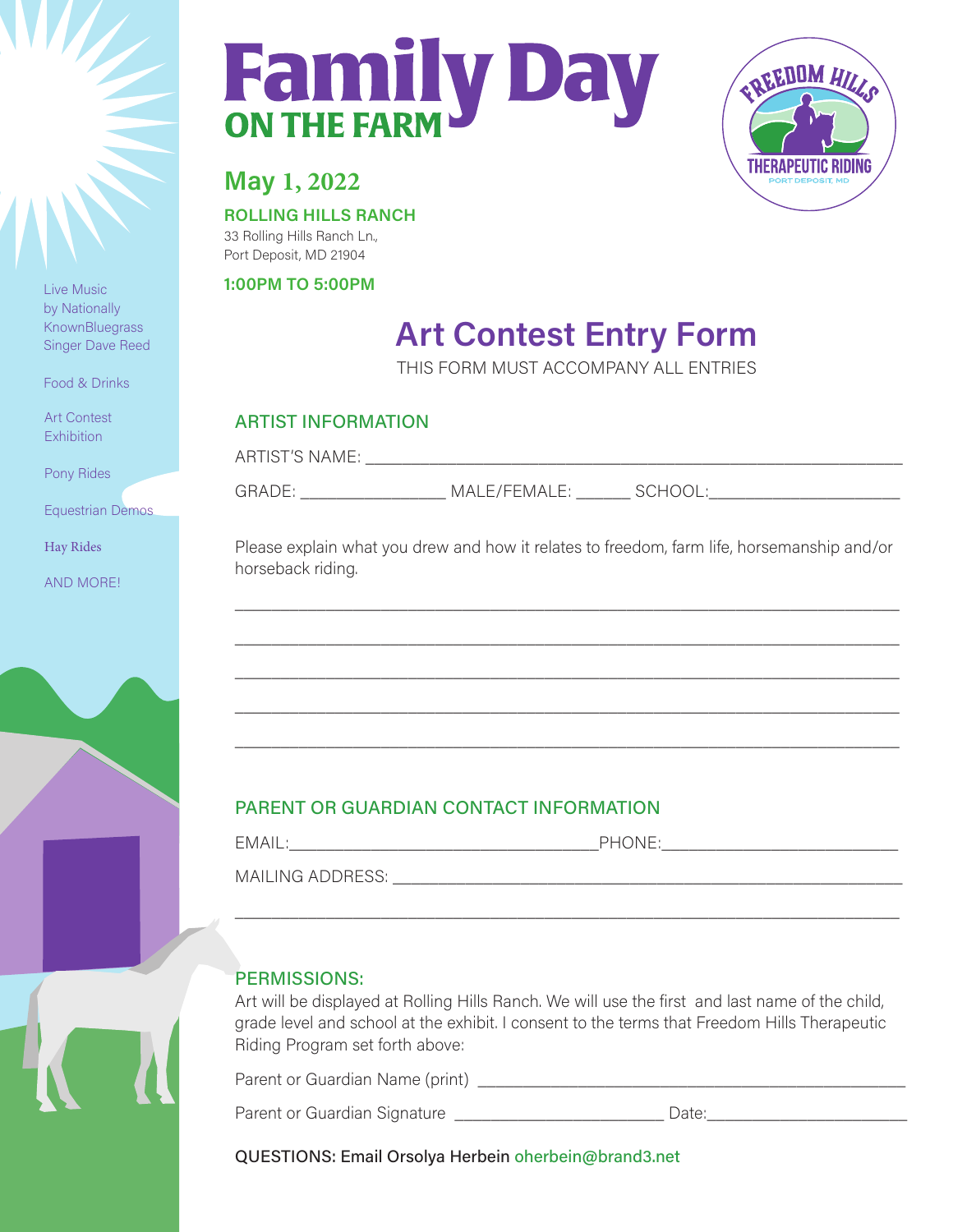# Family Day ON THE FARM

FREEDOM HILLS THERAPEUTIC RIDING PORT DEPOSIT, MD

## May 1, 2022

**ROLLING HILLS RANCH**
33 Rolling Hills Ranch Ln.,
Port Deposit, MD 21904

**1:00PM TO 5:00PM**

Live Music by Nationally KnownBluegrass Singer Dave Reed

Food & Drinks

Art Contest Exhibition

Pony Rides

Equestrian Demos

Hay Rides

AND MORE!

# Art Contest Entry Form

THIS FORM MUST ACCOMPANY ALL ENTRIES

## ARTIST INFORMATION

ARTIST'S NAME: ____________________________________________

GRADE: ______________ MALE/FEMALE: ______ SCHOOL:____________________

Please explain what you drew and how it relates to freedom, farm life, horsemanship and/or horseback riding.

____________________________________________

____________________________________________

____________________________________________

____________________________________________

____________________________________________

## PARENT OR GUARDIAN CONTACT INFORMATION

EMAIL:______________________________PHONE:________________________

MAILING ADDRESS: ____________________________________________

____________________________________________

## PERMISSIONS:

Art will be displayed at Rolling Hills Ranch. We will use the first and last name of the child, grade level and school at the exhibit. I consent to the terms that Freedom Hills Therapeutic Riding Program set forth above:

Parent or Guardian Name (print) ____________________________________

Parent or Guardian Signature ____________________ Date:____________________

QUESTIONS: Email Orsolya Herbein oherbein@brand3.net